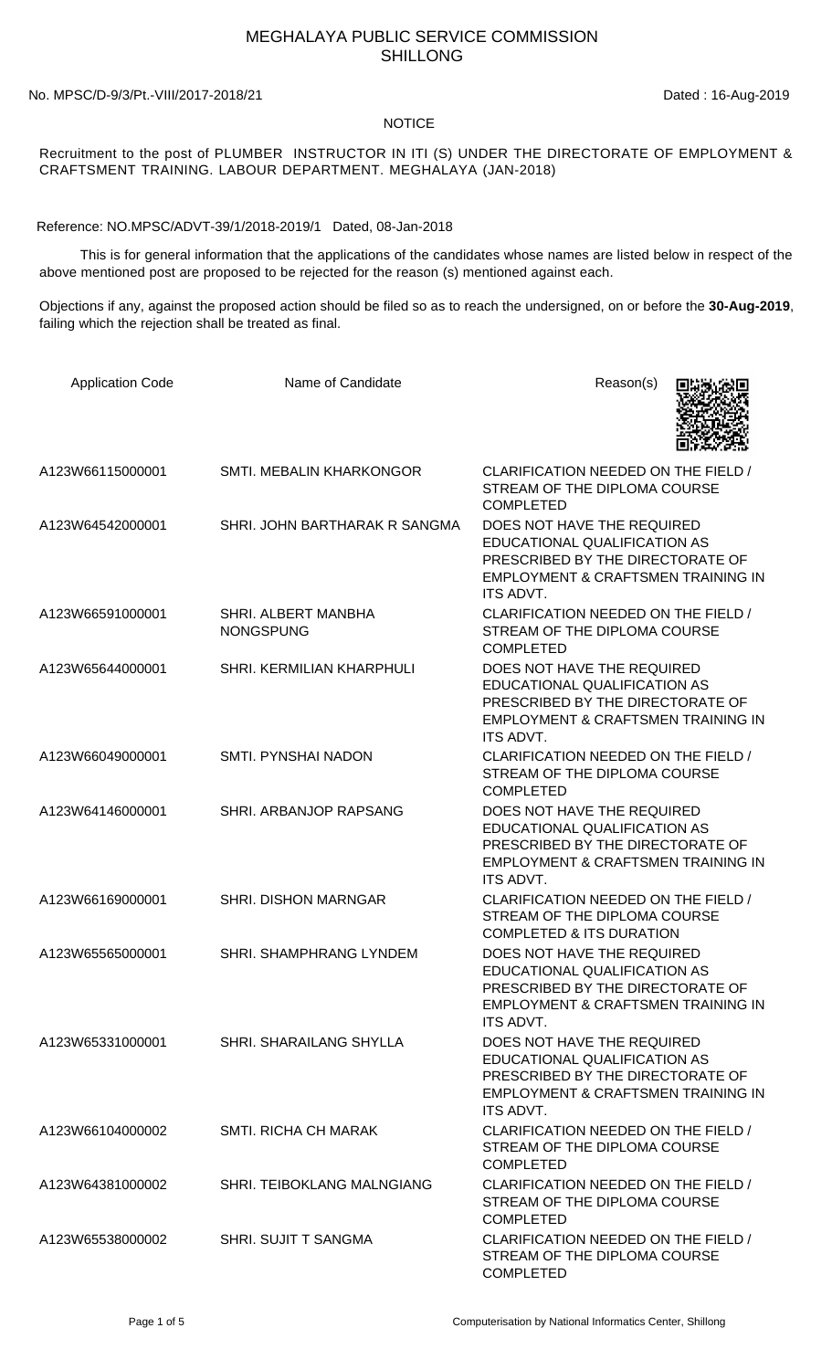# MEGHALAYA PUBLIC SERVICE COMMISSION
## SHILLONG

No. MPSC/D-9/3/Pt.-VIII/2017-2018/21 Dated : 16-Aug-2019

**NOTICE**

Recruitment to the post of PLUMBER INSTRUCTOR IN ITI (S) UNDER THE DIRECTORATE OF EMPLOYMENT & CRAFTSMENT TRAINING. LABOUR DEPARTMENT. MEGHALAYA (JAN-2018)

Reference: NO.MPSC/ADVT-39/1/2018-2019/1 Dated, 08-Jan-2018

This is for general information that the applications of the candidates whose names are listed below in respect of the above mentioned post are proposed to be rejected for the reason (s) mentioned against each.

Objections if any, against the proposed action should be filed so as to reach the undersigned, on or before the **30-Aug-2019**, failing which the rejection shall be treated as final.

| Application Code | Name of Candidate | Reason(s) |
|---|---|---|
| A123W66115000001 | SMTI. MEBALIN KHARKONGOR | CLARIFICATION NEEDED ON THE FIELD / STREAM OF THE DIPLOMA COURSE COMPLETED |
| A123W64542000001 | SHRI. JOHN BARTHARAK R SANGMA | DOES NOT HAVE THE REQUIRED EDUCATIONAL QUALIFICATION AS PRESCRIBED BY THE DIRECTORATE OF EMPLOYMENT & CRAFTSMEN TRAINING IN ITS ADVT. |
| A123W66591000001 | SHRI. ALBERT MANBHA NONGSPUNG | CLARIFICATION NEEDED ON THE FIELD / STREAM OF THE DIPLOMA COURSE COMPLETED |
| A123W65644000001 | SHRI. KERMILIAN KHARPHULI | DOES NOT HAVE THE REQUIRED EDUCATIONAL QUALIFICATION AS PRESCRIBED BY THE DIRECTORATE OF EMPLOYMENT & CRAFTSMEN TRAINING IN ITS ADVT. |
| A123W66049000001 | SMTI. PYNSHAI NADON | CLARIFICATION NEEDED ON THE FIELD / STREAM OF THE DIPLOMA COURSE COMPLETED |
| A123W64146000001 | SHRI. ARBANJOP RAPSANG | DOES NOT HAVE THE REQUIRED EDUCATIONAL QUALIFICATION AS PRESCRIBED BY THE DIRECTORATE OF EMPLOYMENT & CRAFTSMEN TRAINING IN ITS ADVT. |
| A123W66169000001 | SHRI. DISHON MARNGAR | CLARIFICATION NEEDED ON THE FIELD / STREAM OF THE DIPLOMA COURSE COMPLETED & ITS DURATION |
| A123W65565000001 | SHRI. SHAMPHRANG LYNDEM | DOES NOT HAVE THE REQUIRED EDUCATIONAL QUALIFICATION AS PRESCRIBED BY THE DIRECTORATE OF EMPLOYMENT & CRAFTSMEN TRAINING IN ITS ADVT. |
| A123W65331000001 | SHRI. SHARAILANG SHYLLA | DOES NOT HAVE THE REQUIRED EDUCATIONAL QUALIFICATION AS PRESCRIBED BY THE DIRECTORATE OF EMPLOYMENT & CRAFTSMEN TRAINING IN ITS ADVT. |
| A123W66104000002 | SMTI. RICHA CH MARAK | CLARIFICATION NEEDED ON THE FIELD / STREAM OF THE DIPLOMA COURSE COMPLETED |
| A123W64381000002 | SHRI. TEIBOKLANG MALNGIANG | CLARIFICATION NEEDED ON THE FIELD / STREAM OF THE DIPLOMA COURSE COMPLETED |
| A123W65538000002 | SHRI. SUJIT T SANGMA | CLARIFICATION NEEDED ON THE FIELD / STREAM OF THE DIPLOMA COURSE COMPLETED |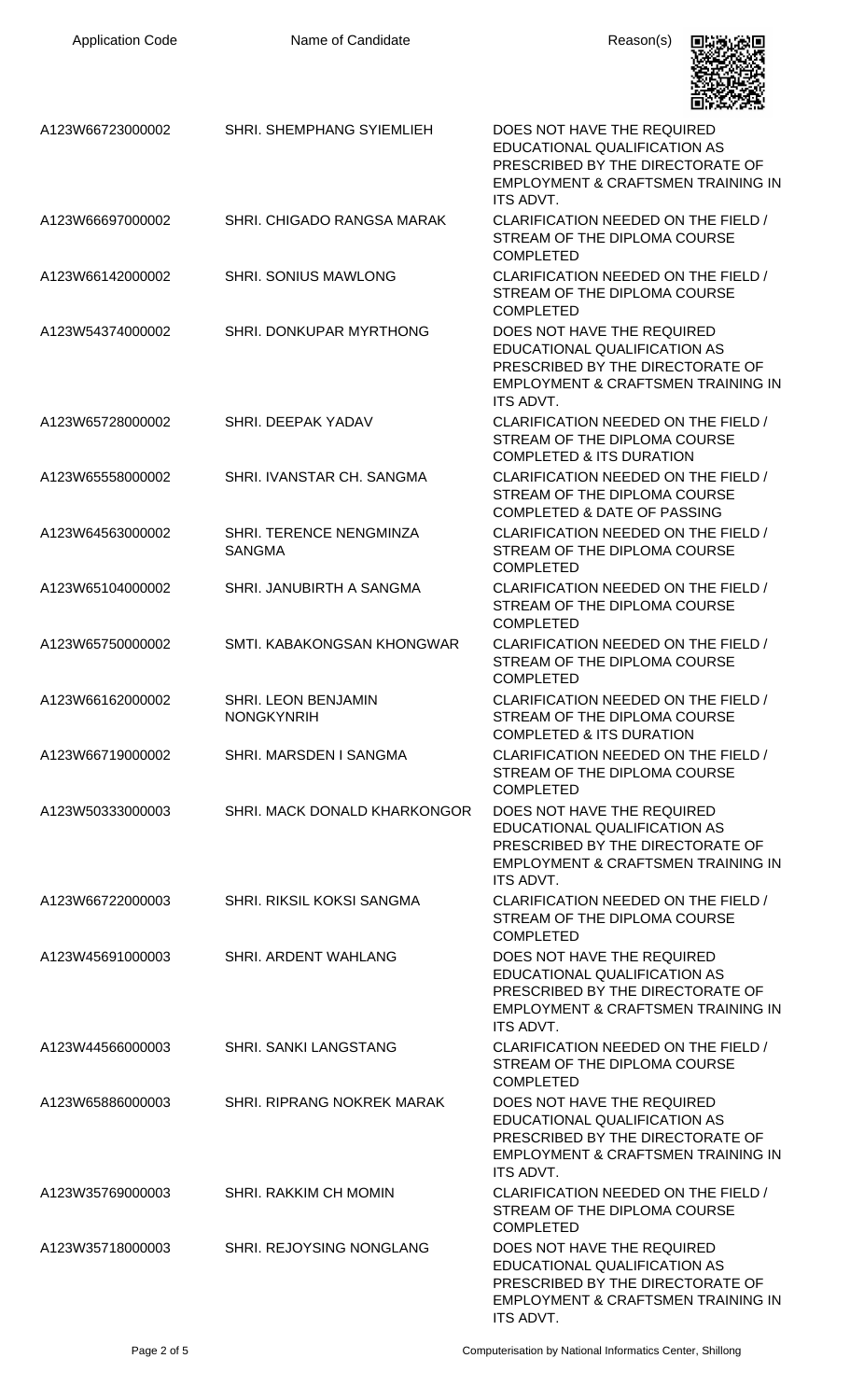| Application Code | Name of Candidate | Reason(s) |
|---|---|---|
| A123W66723000002 | SHRI. SHEMPHANG SYIEMLIEH | DOES NOT HAVE THE REQUIRED EDUCATIONAL QUALIFICATION AS PRESCRIBED BY THE DIRECTORATE OF EMPLOYMENT & CRAFTSMEN TRAINING IN ITS ADVT. |
| A123W66697000002 | SHRI. CHIGADO RANGSA MARAK | CLARIFICATION NEEDED ON THE FIELD / STREAM OF THE DIPLOMA COURSE COMPLETED |
| A123W66142000002 | SHRI. SONIUS MAWLONG | CLARIFICATION NEEDED ON THE FIELD / STREAM OF THE DIPLOMA COURSE COMPLETED |
| A123W54374000002 | SHRI. DONKUPAR MYRTHONG | DOES NOT HAVE THE REQUIRED EDUCATIONAL QUALIFICATION AS PRESCRIBED BY THE DIRECTORATE OF EMPLOYMENT & CRAFTSMEN TRAINING IN ITS ADVT. |
| A123W65728000002 | SHRI. DEEPAK YADAV | CLARIFICATION NEEDED ON THE FIELD / STREAM OF THE DIPLOMA COURSE COMPLETED & ITS DURATION |
| A123W65558000002 | SHRI. IVANSTAR CH. SANGMA | CLARIFICATION NEEDED ON THE FIELD / STREAM OF THE DIPLOMA COURSE COMPLETED & DATE OF PASSING |
| A123W64563000002 | SHRI. TERENCE NENGMINZA SANGMA | CLARIFICATION NEEDED ON THE FIELD / STREAM OF THE DIPLOMA COURSE COMPLETED |
| A123W65104000002 | SHRI. JANUBIRTH A SANGMA | CLARIFICATION NEEDED ON THE FIELD / STREAM OF THE DIPLOMA COURSE COMPLETED |
| A123W65750000002 | SMTI. KABAKONGSAN KHONGWAR | CLARIFICATION NEEDED ON THE FIELD / STREAM OF THE DIPLOMA COURSE COMPLETED |
| A123W66162000002 | SHRI. LEON BENJAMIN NONGKYNRIH | CLARIFICATION NEEDED ON THE FIELD / STREAM OF THE DIPLOMA COURSE COMPLETED & ITS DURATION |
| A123W66719000002 | SHRI. MARSDEN I SANGMA | CLARIFICATION NEEDED ON THE FIELD / STREAM OF THE DIPLOMA COURSE COMPLETED |
| A123W50333000003 | SHRI. MACK DONALD KHARKONGOR | DOES NOT HAVE THE REQUIRED EDUCATIONAL QUALIFICATION AS PRESCRIBED BY THE DIRECTORATE OF EMPLOYMENT & CRAFTSMEN TRAINING IN ITS ADVT. |
| A123W66722000003 | SHRI. RIKSIL KOKSI SANGMA | CLARIFICATION NEEDED ON THE FIELD / STREAM OF THE DIPLOMA COURSE COMPLETED |
| A123W45691000003 | SHRI. ARDENT WAHLANG | DOES NOT HAVE THE REQUIRED EDUCATIONAL QUALIFICATION AS PRESCRIBED BY THE DIRECTORATE OF EMPLOYMENT & CRAFTSMEN TRAINING IN ITS ADVT. |
| A123W44566000003 | SHRI. SANKI LANGSTANG | CLARIFICATION NEEDED ON THE FIELD / STREAM OF THE DIPLOMA COURSE COMPLETED |
| A123W65886000003 | SHRI. RIPRANG NOKREK MARAK | DOES NOT HAVE THE REQUIRED EDUCATIONAL QUALIFICATION AS PRESCRIBED BY THE DIRECTORATE OF EMPLOYMENT & CRAFTSMEN TRAINING IN ITS ADVT. |
| A123W35769000003 | SHRI. RAKKIM CH MOMIN | CLARIFICATION NEEDED ON THE FIELD / STREAM OF THE DIPLOMA COURSE COMPLETED |
| A123W35718000003 | SHRI. REJOYSING NONGLANG | DOES NOT HAVE THE REQUIRED EDUCATIONAL QUALIFICATION AS PRESCRIBED BY THE DIRECTORATE OF EMPLOYMENT & CRAFTSMEN TRAINING IN ITS ADVT. |

Computerisation by National Informatics Center, Shillong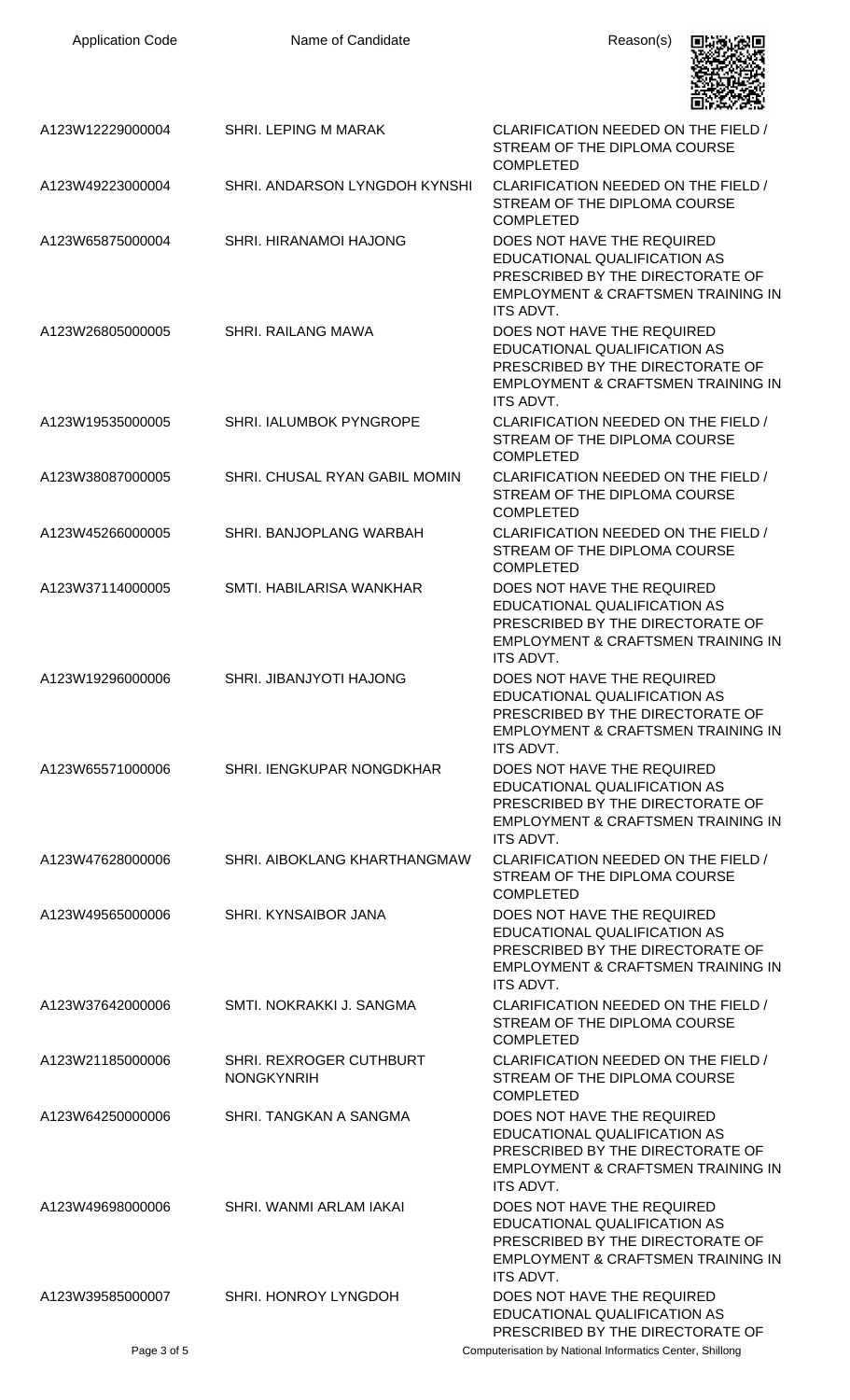| Application Code | Name of Candidate | Reason(s) |
| --- | --- | --- |
| A123W12229000004 | SHRI. LEPING M MARAK | CLARIFICATION NEEDED ON THE FIELD / STREAM OF THE DIPLOMA COURSE COMPLETED |
| A123W49223000004 | SHRI. ANDARSON LYNGDOH KYNSHI | CLARIFICATION NEEDED ON THE FIELD / STREAM OF THE DIPLOMA COURSE COMPLETED |
| A123W65875000004 | SHRI. HIRANAMOI HAJONG | DOES NOT HAVE THE REQUIRED EDUCATIONAL QUALIFICATION AS PRESCRIBED BY THE DIRECTORATE OF EMPLOYMENT & CRAFTSMEN TRAINING IN ITS ADVT. |
| A123W26805000005 | SHRI. RAILANG MAWA | DOES NOT HAVE THE REQUIRED EDUCATIONAL QUALIFICATION AS PRESCRIBED BY THE DIRECTORATE OF EMPLOYMENT & CRAFTSMEN TRAINING IN ITS ADVT. |
| A123W19535000005 | SHRI. IALUMBOK PYNGROPE | CLARIFICATION NEEDED ON THE FIELD / STREAM OF THE DIPLOMA COURSE COMPLETED |
| A123W38087000005 | SHRI. CHUSAL RYAN GABIL MOMIN | CLARIFICATION NEEDED ON THE FIELD / STREAM OF THE DIPLOMA COURSE COMPLETED |
| A123W45266000005 | SHRI. BANJOPLANG WARBAH | CLARIFICATION NEEDED ON THE FIELD / STREAM OF THE DIPLOMA COURSE COMPLETED |
| A123W37114000005 | SMTI. HABILARISA WANKHAR | DOES NOT HAVE THE REQUIRED EDUCATIONAL QUALIFICATION AS PRESCRIBED BY THE DIRECTORATE OF EMPLOYMENT & CRAFTSMEN TRAINING IN ITS ADVT. |
| A123W19296000006 | SHRI. JIBANJYOTI HAJONG | DOES NOT HAVE THE REQUIRED EDUCATIONAL QUALIFICATION AS PRESCRIBED BY THE DIRECTORATE OF EMPLOYMENT & CRAFTSMEN TRAINING IN ITS ADVT. |
| A123W65571000006 | SHRI. IENGKUPAR NONGDKHAR | DOES NOT HAVE THE REQUIRED EDUCATIONAL QUALIFICATION AS PRESCRIBED BY THE DIRECTORATE OF EMPLOYMENT & CRAFTSMEN TRAINING IN ITS ADVT. |
| A123W47628000006 | SHRI. AIBOKLANG KHARTHANGMAW | CLARIFICATION NEEDED ON THE FIELD / STREAM OF THE DIPLOMA COURSE COMPLETED |
| A123W49565000006 | SHRI. KYNSAIBOR JANA | DOES NOT HAVE THE REQUIRED EDUCATIONAL QUALIFICATION AS PRESCRIBED BY THE DIRECTORATE OF EMPLOYMENT & CRAFTSMEN TRAINING IN ITS ADVT. |
| A123W37642000006 | SMTI. NOKRAKKI J. SANGMA | CLARIFICATION NEEDED ON THE FIELD / STREAM OF THE DIPLOMA COURSE COMPLETED |
| A123W21185000006 | SHRI. REXROGER CUTHBURT NONGKYNRIH | CLARIFICATION NEEDED ON THE FIELD / STREAM OF THE DIPLOMA COURSE COMPLETED |
| A123W64250000006 | SHRI. TANGKAN A SANGMA | DOES NOT HAVE THE REQUIRED EDUCATIONAL QUALIFICATION AS PRESCRIBED BY THE DIRECTORATE OF EMPLOYMENT & CRAFTSMEN TRAINING IN ITS ADVT. |
| A123W49698000006 | SHRI. WANMI ARLAM IAKAI | DOES NOT HAVE THE REQUIRED EDUCATIONAL QUALIFICATION AS PRESCRIBED BY THE DIRECTORATE OF EMPLOYMENT & CRAFTSMEN TRAINING IN ITS ADVT. |
| A123W39585000007 | SHRI. HONROY LYNGDOH | DOES NOT HAVE THE REQUIRED EDUCATIONAL QUALIFICATION AS PRESCRIBED BY THE DIRECTORATE OF |

Computerisation by National Informatics Center, Shillong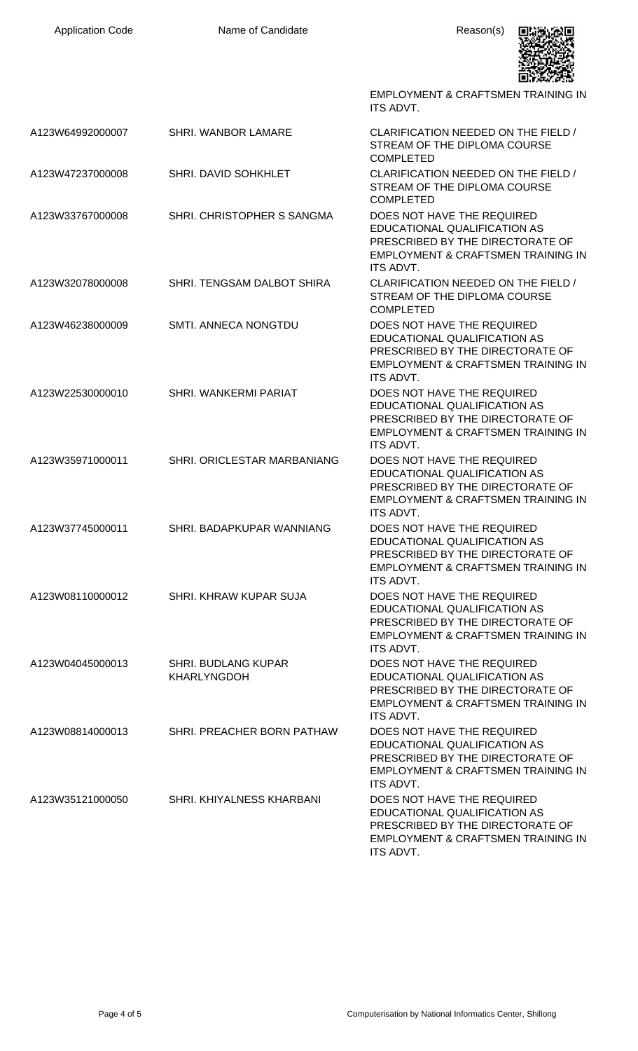| Application Code | Name of Candidate | Reason(s) |
|---|---|---|
| | | EMPLOYMENT & CRAFTSMEN TRAINING IN ITS ADVT. |
| A123W64992000007 | SHRI. WANBOR LAMARE | CLARIFICATION NEEDED ON THE FIELD / STREAM OF THE DIPLOMA COURSE COMPLETED |
| A123W47237000008 | SHRI. DAVID SOHKHLET | CLARIFICATION NEEDED ON THE FIELD / STREAM OF THE DIPLOMA COURSE COMPLETED |
| A123W33767000008 | SHRI. CHRISTOPHER S SANGMA | DOES NOT HAVE THE REQUIRED EDUCATIONAL QUALIFICATION AS PRESCRIBED BY THE DIRECTORATE OF EMPLOYMENT & CRAFTSMEN TRAINING IN ITS ADVT. |
| A123W32078000008 | SHRI. TENGSAM DALBOT SHIRA | CLARIFICATION NEEDED ON THE FIELD / STREAM OF THE DIPLOMA COURSE COMPLETED |
| A123W46238000009 | SMTI. ANNECA NONGTDU | DOES NOT HAVE THE REQUIRED EDUCATIONAL QUALIFICATION AS PRESCRIBED BY THE DIRECTORATE OF EMPLOYMENT & CRAFTSMEN TRAINING IN ITS ADVT. |
| A123W22530000010 | SHRI. WANKERMI PARIAT | DOES NOT HAVE THE REQUIRED EDUCATIONAL QUALIFICATION AS PRESCRIBED BY THE DIRECTORATE OF EMPLOYMENT & CRAFTSMEN TRAINING IN ITS ADVT. |
| A123W35971000011 | SHRI. ORICLESTAR MARBANIANG | DOES NOT HAVE THE REQUIRED EDUCATIONAL QUALIFICATION AS PRESCRIBED BY THE DIRECTORATE OF EMPLOYMENT & CRAFTSMEN TRAINING IN ITS ADVT. |
| A123W37745000011 | SHRI. BADAPKUPAR WANNIANG | DOES NOT HAVE THE REQUIRED EDUCATIONAL QUALIFICATION AS PRESCRIBED BY THE DIRECTORATE OF EMPLOYMENT & CRAFTSMEN TRAINING IN ITS ADVT. |
| A123W08110000012 | SHRI. KHRAW KUPAR SUJA | DOES NOT HAVE THE REQUIRED EDUCATIONAL QUALIFICATION AS PRESCRIBED BY THE DIRECTORATE OF EMPLOYMENT & CRAFTSMEN TRAINING IN ITS ADVT. |
| A123W04045000013 | SHRI. BUDLANG KUPAR KHARLYNGDOH | DOES NOT HAVE THE REQUIRED EDUCATIONAL QUALIFICATION AS PRESCRIBED BY THE DIRECTORATE OF EMPLOYMENT & CRAFTSMEN TRAINING IN ITS ADVT. |
| A123W08814000013 | SHRI. PREACHER BORN PATHAW | DOES NOT HAVE THE REQUIRED EDUCATIONAL QUALIFICATION AS PRESCRIBED BY THE DIRECTORATE OF EMPLOYMENT & CRAFTSMEN TRAINING IN ITS ADVT. |
| A123W35121000050 | SHRI. KHIYALNESS KHARBANI | DOES NOT HAVE THE REQUIRED EDUCATIONAL QUALIFICATION AS PRESCRIBED BY THE DIRECTORATE OF EMPLOYMENT & CRAFTSMEN TRAINING IN ITS ADVT. |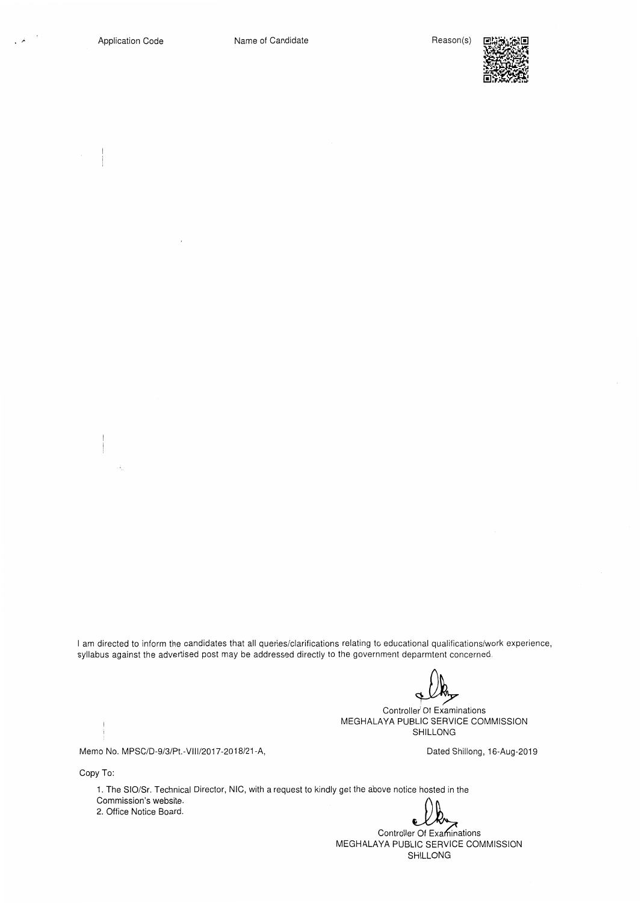| Application Code | Name of Candidate | Reason(s) |
| --- | --- | --- |

I am directed to inform the candidates that all queries/clarifications relating to educational qualifications/work experience, syllabus against the advertised post may be addressed directly to the government deparmtent concerned.

Controller Of Examinations
MEGHALAYA PUBLIC SERVICE COMMISSION
SHILLONG

Memo No. MPSC/D-9/3/Pt.-VIII/2017-2018/21-A, Dated Shillong, 16-Aug-2019

Copy To:

1. The SIO/Sr. Technical Director, NIC, with a request to kindly get the above notice hosted in the Commission's website.
2. Office Notice Board.

Controller Of Examinations
MEGHALAYA PUBLIC SERVICE COMMISSION
SHILLONG